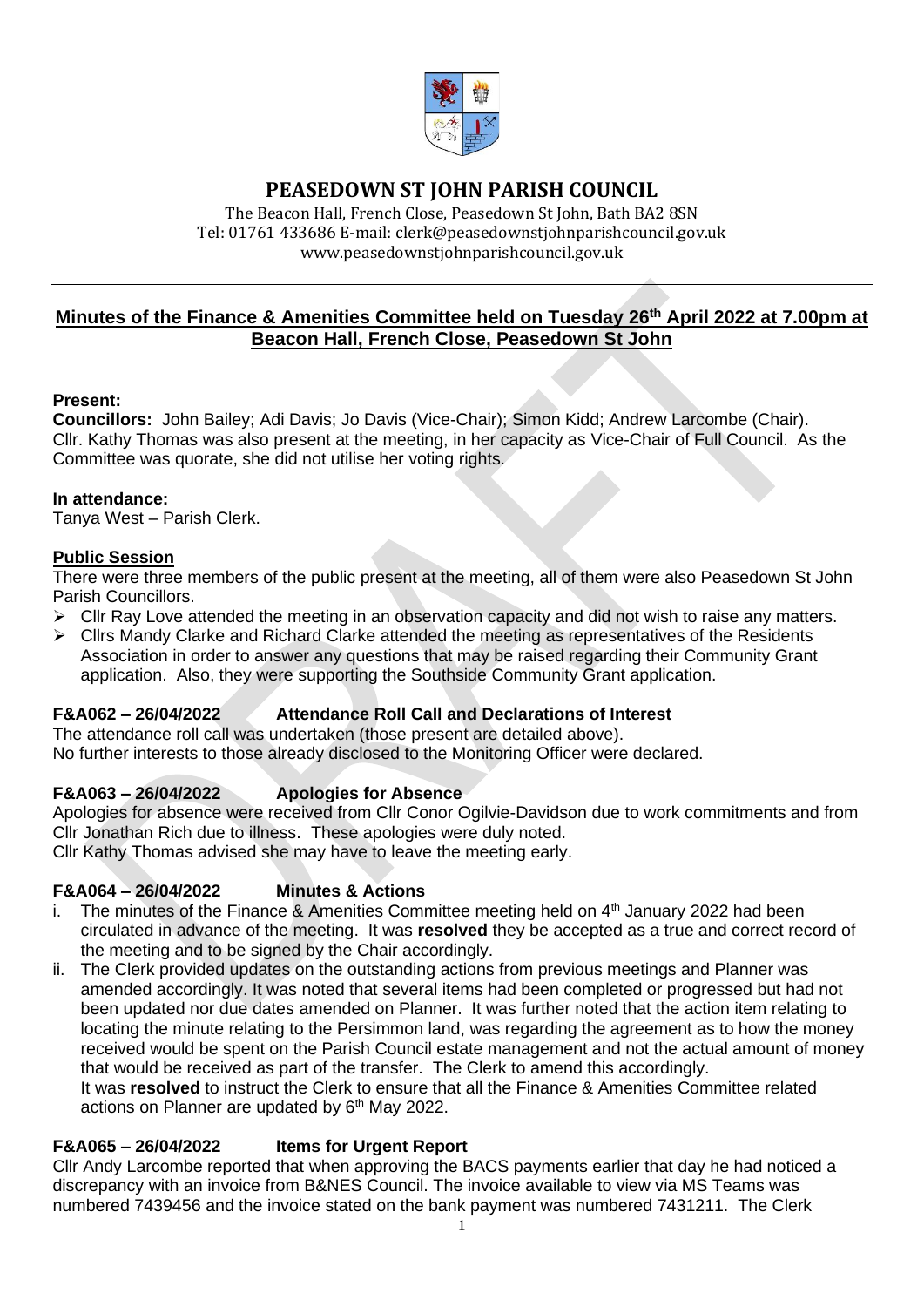# PEASEDOWN ST JOHN PARISH COUNCIL

The Beacon Hall, French Close, Peasedown St John, Bath BA2 8SN
Tel: 01761 433686 E-mail: clerk@peasedownstjohnparishcouncil.gov.uk
www.peasedownstjohnparishcouncil.gov.uk

## Minutes of the Finance & Amenities Committee held on Tuesday 26th April 2022 at 7.00pm at Beacon Hall, French Close, Peasedown St John

**Present:**
**Councillors:** John Bailey; Adi Davis; Jo Davis (Vice-Chair); Simon Kidd; Andrew Larcombe (Chair).
Cllr. Kathy Thomas was also present at the meeting, in her capacity as Vice-Chair of Full Council. As the Committee was quorate, she did not utilise her voting rights.

**In attendance:**
Tanya West – Parish Clerk.

### Public Session

There were three members of the public present at the meeting, all of them were also Peasedown St John Parish Councillors.

- Cllr Ray Love attended the meeting in an observation capacity and did not wish to raise any matters.
- Cllrs Mandy Clarke and Richard Clarke attended the meeting as representatives of the Residents Association in order to answer any questions that may be raised regarding their Community Grant application. Also, they were supporting the Southside Community Grant application.

### F&A062 – 26/04/2022 Attendance Roll Call and Declarations of Interest

The attendance roll call was undertaken (those present are detailed above).
No further interests to those already disclosed to the Monitoring Officer were declared.

### F&A063 – 26/04/2022 Apologies for Absence

Apologies for absence were received from Cllr Conor Ogilvie-Davidson due to work commitments and from Cllr Jonathan Rich due to illness. These apologies were duly noted.
Cllr Kathy Thomas advised she may have to leave the meeting early.

### F&A064 – 26/04/2022 Minutes & Actions

i. The minutes of the Finance & Amenities Committee meeting held on 4th January 2022 had been circulated in advance of the meeting. It was **resolved** they be accepted as a true and correct record of the meeting and to be signed by the Chair accordingly.

ii. The Clerk provided updates on the outstanding actions from previous meetings and Planner was amended accordingly. It was noted that several items had been completed or progressed but had not been updated nor due dates amended on Planner. It was further noted that the action item relating to locating the minute relating to the Persimmon land, was regarding the agreement as to how the money received would be spent on the Parish Council estate management and not the actual amount of money that would be received as part of the transfer. The Clerk to amend this accordingly.
It was **resolved** to instruct the Clerk to ensure that all the Finance & Amenities Committee related actions on Planner are updated by 6th May 2022.

### F&A065 – 26/04/2022 Items for Urgent Report

Cllr Andy Larcombe reported that when approving the BACS payments earlier that day he had noticed a discrepancy with an invoice from B&NES Council. The invoice available to view via MS Teams was numbered 7439456 and the invoice stated on the bank payment was numbered 7431211. The Clerk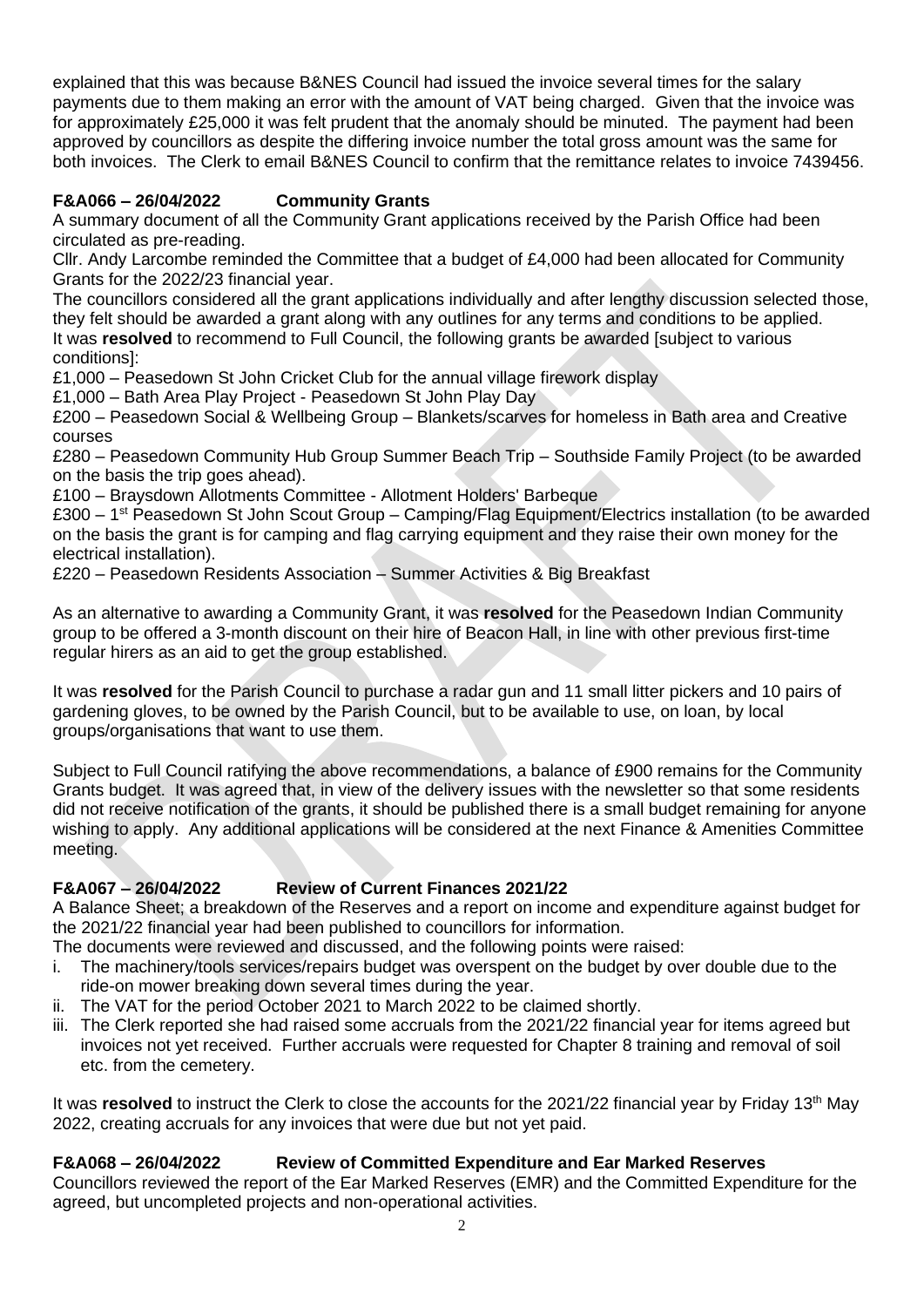explained that this was because B&NES Council had issued the invoice several times for the salary payments due to them making an error with the amount of VAT being charged. Given that the invoice was for approximately £25,000 it was felt prudent that the anomaly should be minuted. The payment had been approved by councillors as despite the differing invoice number the total gross amount was the same for both invoices. The Clerk to email B&NES Council to confirm that the remittance relates to invoice 7439456.

### F&A066 – 26/04/2022 Community Grants

A summary document of all the Community Grant applications received by the Parish Office had been circulated as pre-reading.

Cllr. Andy Larcombe reminded the Committee that a budget of £4,000 had been allocated for Community Grants for the 2022/23 financial year.

The councillors considered all the grant applications individually and after lengthy discussion selected those, they felt should be awarded a grant along with any outlines for any terms and conditions to be applied.

It was **resolved** to recommend to Full Council, the following grants be awarded [subject to various conditions]:

£1,000 – Peasedown St John Cricket Club for the annual village firework display

£1,000 – Bath Area Play Project - Peasedown St John Play Day

£200 – Peasedown Social & Wellbeing Group – Blankets/scarves for homeless in Bath area and Creative courses

£280 – Peasedown Community Hub Group Summer Beach Trip – Southside Family Project (to be awarded on the basis the trip goes ahead).

£100 – Braysdown Allotments Committee - Allotment Holders' Barbeque

£300 – 1st Peasedown St John Scout Group – Camping/Flag Equipment/Electrics installation (to be awarded on the basis the grant is for camping and flag carrying equipment and they raise their own money for the electrical installation).

£220 – Peasedown Residents Association – Summer Activities & Big Breakfast

As an alternative to awarding a Community Grant, it was **resolved** for the Peasedown Indian Community group to be offered a 3-month discount on their hire of Beacon Hall, in line with other previous first-time regular hirers as an aid to get the group established.

It was **resolved** for the Parish Council to purchase a radar gun and 11 small litter pickers and 10 pairs of gardening gloves, to be owned by the Parish Council, but to be available to use, on loan, by local groups/organisations that want to use them.

Subject to Full Council ratifying the above recommendations, a balance of £900 remains for the Community Grants budget. It was agreed that, in view of the delivery issues with the newsletter so that some residents did not receive notification of the grants, it should be published there is a small budget remaining for anyone wishing to apply. Any additional applications will be considered at the next Finance & Amenities Committee meeting.

### F&A067 – 26/04/2022 Review of Current Finances 2021/22

A Balance Sheet; a breakdown of the Reserves and a report on income and expenditure against budget for the 2021/22 financial year had been published to councillors for information.

The documents were reviewed and discussed, and the following points were raised:

i. The machinery/tools services/repairs budget was overspent on the budget by over double due to the ride-on mower breaking down several times during the year.
ii. The VAT for the period October 2021 to March 2022 to be claimed shortly.
iii. The Clerk reported she had raised some accruals from the 2021/22 financial year for items agreed but invoices not yet received. Further accruals were requested for Chapter 8 training and removal of soil etc. from the cemetery.

It was **resolved** to instruct the Clerk to close the accounts for the 2021/22 financial year by Friday 13th May 2022, creating accruals for any invoices that were due but not yet paid.

### F&A068 – 26/04/2022 Review of Committed Expenditure and Ear Marked Reserves

Councillors reviewed the report of the Ear Marked Reserves (EMR) and the Committed Expenditure for the agreed, but uncompleted projects and non-operational activities.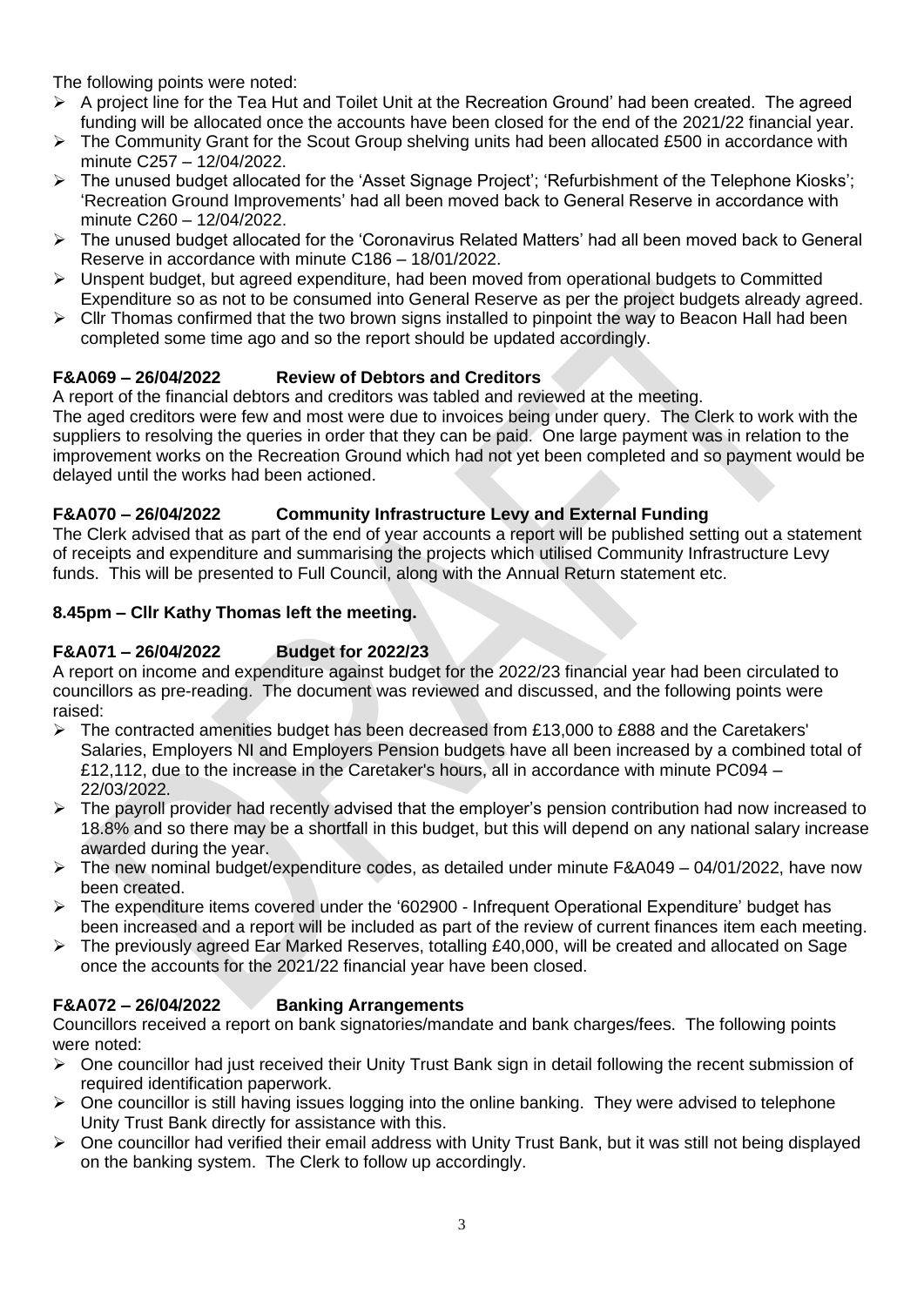The following points were noted:

- A project line for the Tea Hut and Toilet Unit at the Recreation Ground' had been created. The agreed funding will be allocated once the accounts have been closed for the end of the 2021/22 financial year.
- The Community Grant for the Scout Group shelving units had been allocated £500 in accordance with minute C257 – 12/04/2022.
- The unused budget allocated for the 'Asset Signage Project'; 'Refurbishment of the Telephone Kiosks'; 'Recreation Ground Improvements' had all been moved back to General Reserve in accordance with minute C260 – 12/04/2022.
- The unused budget allocated for the 'Coronavirus Related Matters' had all been moved back to General Reserve in accordance with minute C186 – 18/01/2022.
- Unspent budget, but agreed expenditure, had been moved from operational budgets to Committed Expenditure so as not to be consumed into General Reserve as per the project budgets already agreed.
- Cllr Thomas confirmed that the two brown signs installed to pinpoint the way to Beacon Hall had been completed some time ago and so the report should be updated accordingly.

**F&A069 – 26/04/2022 Review of Debtors and Creditors**

A report of the financial debtors and creditors was tabled and reviewed at the meeting.
The aged creditors were few and most were due to invoices being under query. The Clerk to work with the suppliers to resolving the queries in order that they can be paid. One large payment was in relation to the improvement works on the Recreation Ground which had not yet been completed and so payment would be delayed until the works had been actioned.

**F&A070 – 26/04/2022 Community Infrastructure Levy and External Funding**

The Clerk advised that as part of the end of year accounts a report will be published setting out a statement of receipts and expenditure and summarising the projects which utilised Community Infrastructure Levy funds. This will be presented to Full Council, along with the Annual Return statement etc.

**8.45pm – Cllr Kathy Thomas left the meeting.**

**F&A071 – 26/04/2022 Budget for 2022/23**

A report on income and expenditure against budget for the 2022/23 financial year had been circulated to councillors as pre-reading. The document was reviewed and discussed, and the following points were raised:

- The contracted amenities budget has been decreased from £13,000 to £888 and the Caretakers' Salaries, Employers NI and Employers Pension budgets have all been increased by a combined total of £12,112, due to the increase in the Caretaker's hours, all in accordance with minute PC094 – 22/03/2022.
- The payroll provider had recently advised that the employer's pension contribution had now increased to 18.8% and so there may be a shortfall in this budget, but this will depend on any national salary increase awarded during the year.
- The new nominal budget/expenditure codes, as detailed under minute F&A049 – 04/01/2022, have now been created.
- The expenditure items covered under the '602900 - Infrequent Operational Expenditure' budget has been increased and a report will be included as part of the review of current finances item each meeting.
- The previously agreed Ear Marked Reserves, totalling £40,000, will be created and allocated on Sage once the accounts for the 2021/22 financial year have been closed.

**F&A072 – 26/04/2022 Banking Arrangements**

Councillors received a report on bank signatories/mandate and bank charges/fees. The following points were noted:

- One councillor had just received their Unity Trust Bank sign in detail following the recent submission of required identification paperwork.
- One councillor is still having issues logging into the online banking. They were advised to telephone Unity Trust Bank directly for assistance with this.
- One councillor had verified their email address with Unity Trust Bank, but it was still not being displayed on the banking system. The Clerk to follow up accordingly.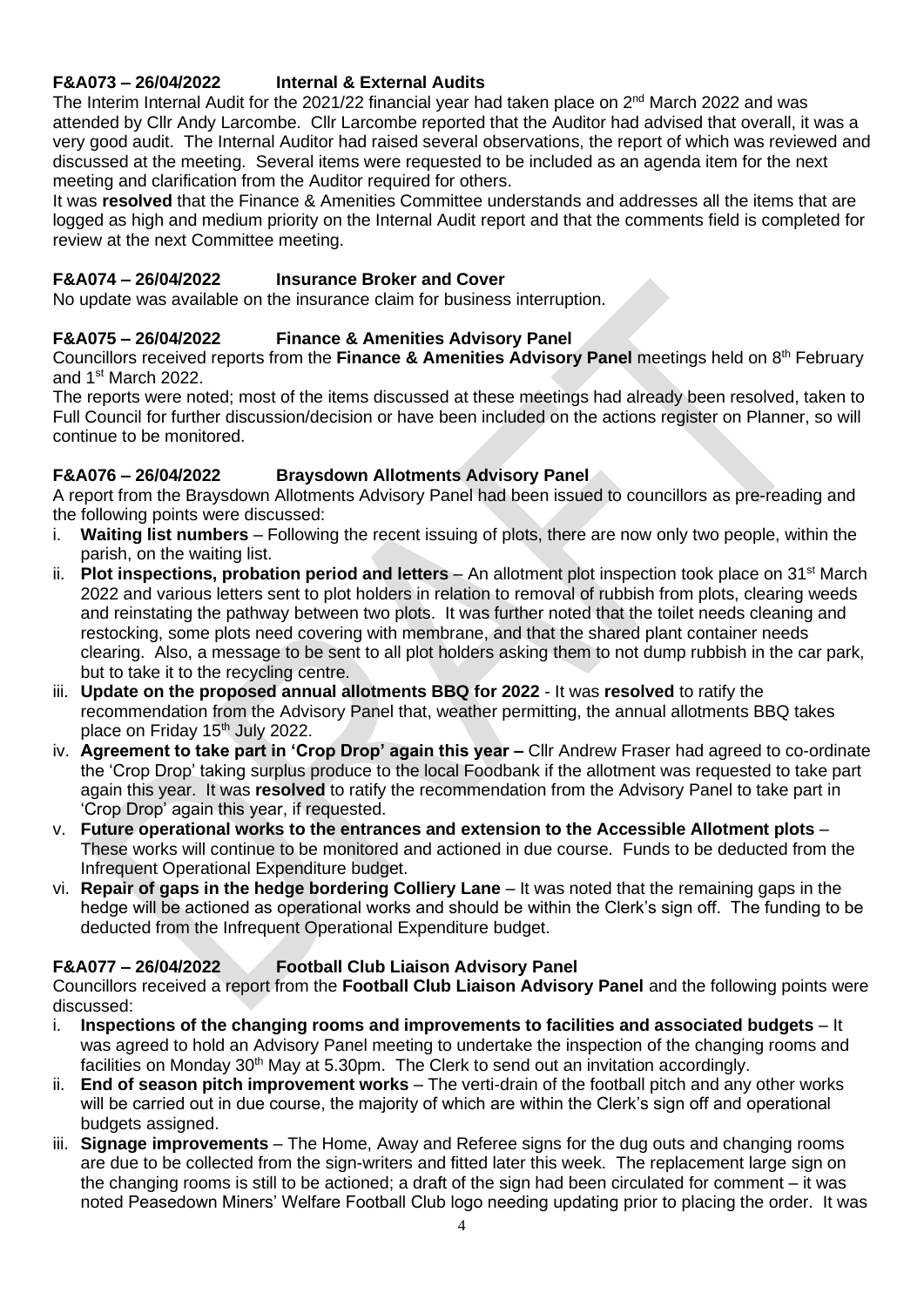**F&A073 – 26/04/2022 Internal & External Audits**

The Interim Internal Audit for the 2021/22 financial year had taken place on 2nd March 2022 and was attended by Cllr Andy Larcombe. Cllr Larcombe reported that the Auditor had advised that overall, it was a very good audit. The Internal Auditor had raised several observations, the report of which was reviewed and discussed at the meeting. Several items were requested to be included as an agenda item for the next meeting and clarification from the Auditor required for others.

It was **resolved** that the Finance & Amenities Committee understands and addresses all the items that are logged as high and medium priority on the Internal Audit report and that the comments field is completed for review at the next Committee meeting.

**F&A074 – 26/04/2022 Insurance Broker and Cover**

No update was available on the insurance claim for business interruption.

**F&A075 – 26/04/2022 Finance & Amenities Advisory Panel**

Councillors received reports from the **Finance & Amenities Advisory Panel** meetings held on 8th February and 1st March 2022.

The reports were noted; most of the items discussed at these meetings had already been resolved, taken to Full Council for further discussion/decision or have been included on the actions register on Planner, so will continue to be monitored.

**F&A076 – 26/04/2022 Braysdown Allotments Advisory Panel**

A report from the Braysdown Allotments Advisory Panel had been issued to councillors as pre-reading and the following points were discussed:

i. **Waiting list numbers** – Following the recent issuing of plots, there are now only two people, within the parish, on the waiting list.
ii. **Plot inspections, probation period and letters** – An allotment plot inspection took place on 31st March 2022 and various letters sent to plot holders in relation to removal of rubbish from plots, clearing weeds and reinstating the pathway between two plots. It was further noted that the toilet needs cleaning and restocking, some plots need covering with membrane, and that the shared plant container needs clearing. Also, a message to be sent to all plot holders asking them to not dump rubbish in the car park, but to take it to the recycling centre.
iii. **Update on the proposed annual allotments BBQ for 2022** - It was **resolved** to ratify the recommendation from the Advisory Panel that, weather permitting, the annual allotments BBQ takes place on Friday 15th July 2022.
iv. **Agreement to take part in 'Crop Drop' again this year –** Cllr Andrew Fraser had agreed to co-ordinate the 'Crop Drop' taking surplus produce to the local Foodbank if the allotment was requested to take part again this year. It was **resolved** to ratify the recommendation from the Advisory Panel to take part in 'Crop Drop' again this year, if requested.
v. **Future operational works to the entrances and extension to the Accessible Allotment plots** – These works will continue to be monitored and actioned in due course. Funds to be deducted from the Infrequent Operational Expenditure budget.
vi. **Repair of gaps in the hedge bordering Colliery Lane** – It was noted that the remaining gaps in the hedge will be actioned as operational works and should be within the Clerk's sign off. The funding to be deducted from the Infrequent Operational Expenditure budget.

**F&A077 – 26/04/2022 Football Club Liaison Advisory Panel**

Councillors received a report from the **Football Club Liaison Advisory Panel** and the following points were discussed:

i. **Inspections of the changing rooms and improvements to facilities and associated budgets** – It was agreed to hold an Advisory Panel meeting to undertake the inspection of the changing rooms and facilities on Monday 30th May at 5.30pm. The Clerk to send out an invitation accordingly.
ii. **End of season pitch improvement works** – The verti-drain of the football pitch and any other works will be carried out in due course, the majority of which are within the Clerk's sign off and operational budgets assigned.
iii. **Signage improvements** – The Home, Away and Referee signs for the dug outs and changing rooms are due to be collected from the sign-writers and fitted later this week. The replacement large sign on the changing rooms is still to be actioned; a draft of the sign had been circulated for comment – it was noted Peasedown Miners' Welfare Football Club logo needing updating prior to placing the order. It was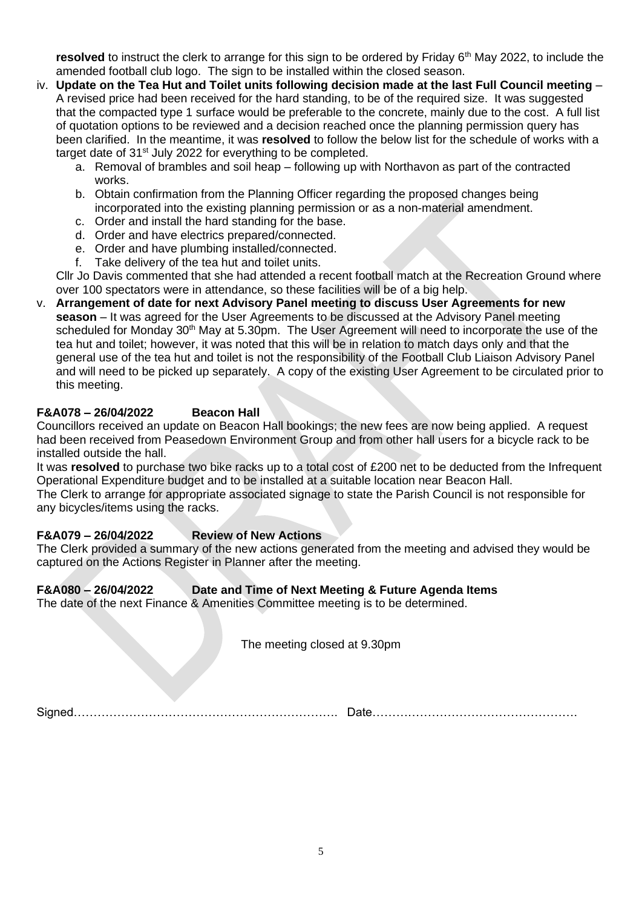**resolved** to instruct the clerk to arrange for this sign to be ordered by Friday 6th May 2022, to include the amended football club logo. The sign to be installed within the closed season.

iv. **Update on the Tea Hut and Toilet units following decision made at the last Full Council meeting** – A revised price had been received for the hard standing, to be of the required size. It was suggested that the compacted type 1 surface would be preferable to the concrete, mainly due to the cost. A full list of quotation options to be reviewed and a decision reached once the planning permission query has been clarified. In the meantime, it was **resolved** to follow the below list for the schedule of works with a target date of 31st July 2022 for everything to be completed.
   a. Removal of brambles and soil heap – following up with Northavon as part of the contracted works.
   b. Obtain confirmation from the Planning Officer regarding the proposed changes being incorporated into the existing planning permission or as a non-material amendment.
   c. Order and install the hard standing for the base.
   d. Order and have electrics prepared/connected.
   e. Order and have plumbing installed/connected.
   f. Take delivery of the tea hut and toilet units.

   Cllr Jo Davis commented that she had attended a recent football match at the Recreation Ground where over 100 spectators were in attendance, so these facilities will be of a big help.

v. **Arrangement of date for next Advisory Panel meeting to discuss User Agreements for new season** – It was agreed for the User Agreements to be discussed at the Advisory Panel meeting scheduled for Monday 30th May at 5.30pm. The User Agreement will need to incorporate the use of the tea hut and toilet; however, it was noted that this will be in relation to match days only and that the general use of the tea hut and toilet is not the responsibility of the Football Club Liaison Advisory Panel and will need to be picked up separately. A copy of the existing User Agreement to be circulated prior to this meeting.

**F&A078 – 26/04/2022 Beacon Hall**

Councillors received an update on Beacon Hall bookings; the new fees are now being applied. A request had been received from Peasedown Environment Group and from other hall users for a bicycle rack to be installed outside the hall.

It was **resolved** to purchase two bike racks up to a total cost of £200 net to be deducted from the Infrequent Operational Expenditure budget and to be installed at a suitable location near Beacon Hall.

The Clerk to arrange for appropriate associated signage to state the Parish Council is not responsible for any bicycles/items using the racks.

**F&A079 – 26/04/2022 Review of New Actions**

The Clerk provided a summary of the new actions generated from the meeting and advised they would be captured on the Actions Register in Planner after the meeting.

**F&A080 – 26/04/2022 Date and Time of Next Meeting & Future Agenda Items**

The date of the next Finance & Amenities Committee meeting is to be determined.

The meeting closed at 9.30pm

Signed…………………………………………………………. Date……………………………………………